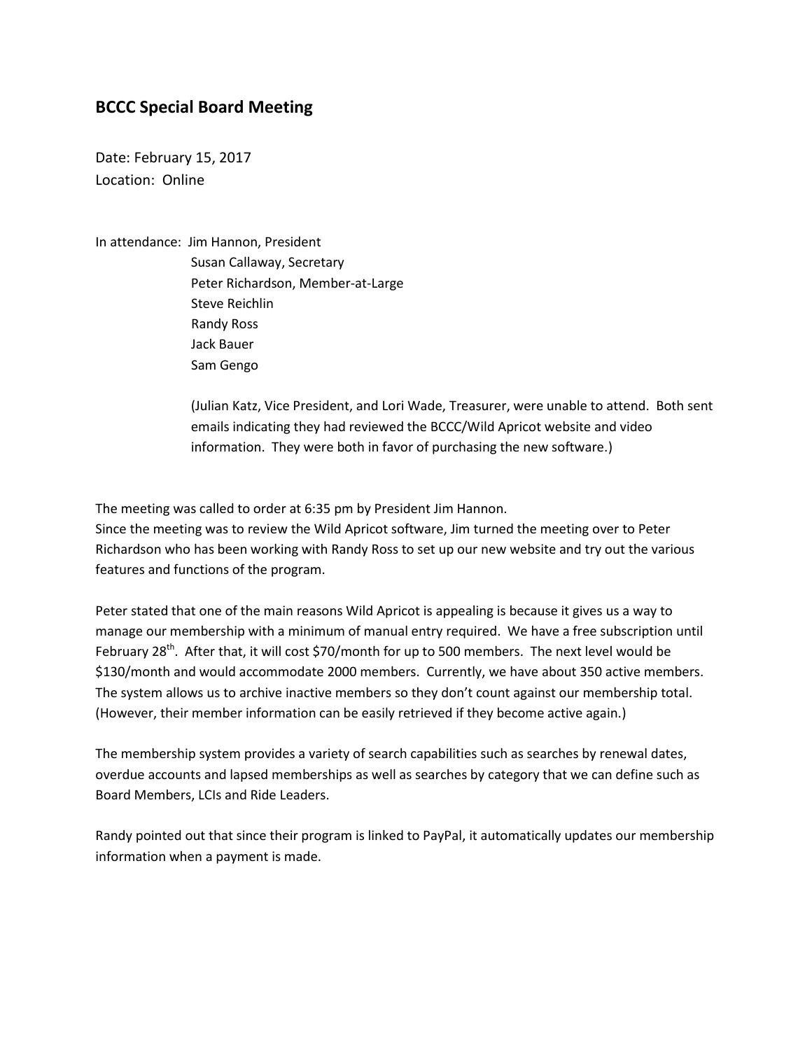## BCCC Special Board Meeting

Date: February 15, 2017
Location: Online

In attendance: Jim Hannon, President
Susan Callaway, Secretary
Peter Richardson, Member-at-Large
Steve Reichlin
Randy Ross
Jack Bauer
Sam Gengo

(Julian Katz, Vice President, and Lori Wade, Treasurer, were unable to attend. Both sent emails indicating they had reviewed the BCCC/Wild Apricot website and video information. They were both in favor of purchasing the new software.)

The meeting was called to order at 6:35 pm by President Jim Hannon.
Since the meeting was to review the Wild Apricot software, Jim turned the meeting over to Peter Richardson who has been working with Randy Ross to set up our new website and try out the various features and functions of the program.

Peter stated that one of the main reasons Wild Apricot is appealing is because it gives us a way to manage our membership with a minimum of manual entry required. We have a free subscription until February 28th. After that, it will cost $70/month for up to 500 members. The next level would be $130/month and would accommodate 2000 members. Currently, we have about 350 active members. The system allows us to archive inactive members so they don't count against our membership total. (However, their member information can be easily retrieved if they become active again.)

The membership system provides a variety of search capabilities such as searches by renewal dates, overdue accounts and lapsed memberships as well as searches by category that we can define such as Board Members, LCIs and Ride Leaders.

Randy pointed out that since their program is linked to PayPal, it automatically updates our membership information when a payment is made.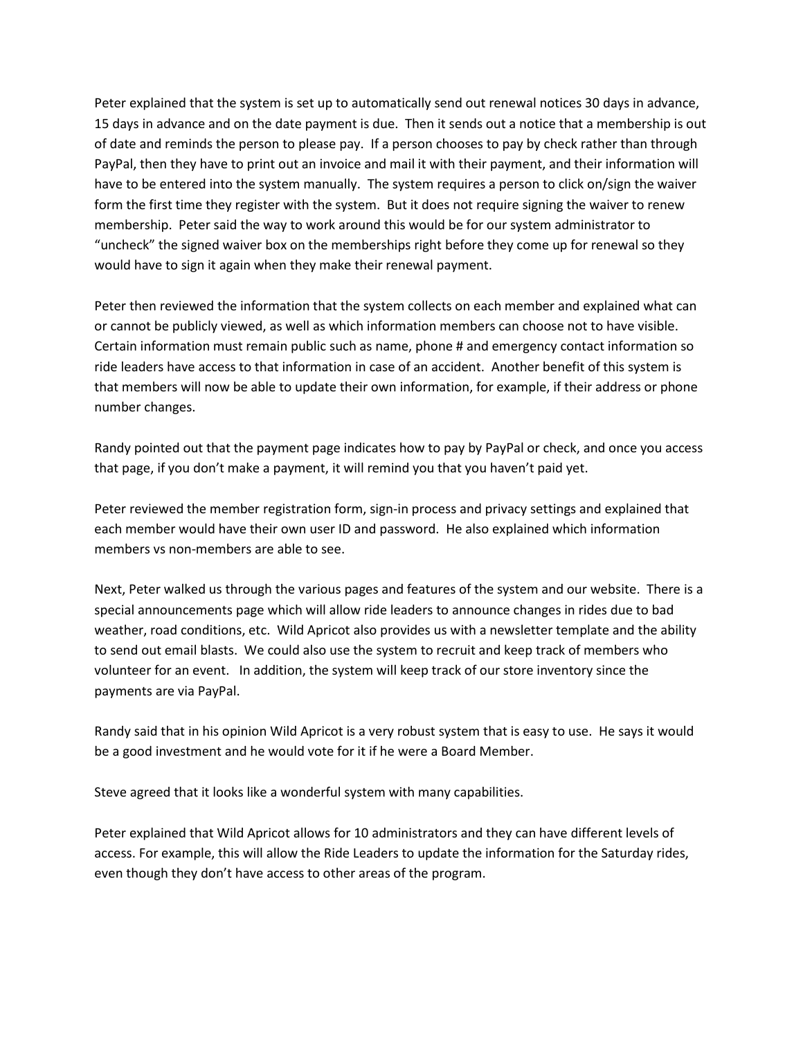Peter explained that the system is set up to automatically send out renewal notices 30 days in advance, 15 days in advance and on the date payment is due. Then it sends out a notice that a membership is out of date and reminds the person to please pay. If a person chooses to pay by check rather than through PayPal, then they have to print out an invoice and mail it with their payment, and their information will have to be entered into the system manually. The system requires a person to click on/sign the waiver form the first time they register with the system. But it does not require signing the waiver to renew membership. Peter said the way to work around this would be for our system administrator to "uncheck" the signed waiver box on the memberships right before they come up for renewal so they would have to sign it again when they make their renewal payment.

Peter then reviewed the information that the system collects on each member and explained what can or cannot be publicly viewed, as well as which information members can choose not to have visible. Certain information must remain public such as name, phone # and emergency contact information so ride leaders have access to that information in case of an accident. Another benefit of this system is that members will now be able to update their own information, for example, if their address or phone number changes.

Randy pointed out that the payment page indicates how to pay by PayPal or check, and once you access that page, if you don't make a payment, it will remind you that you haven't paid yet.

Peter reviewed the member registration form, sign-in process and privacy settings and explained that each member would have their own user ID and password. He also explained which information members vs non-members are able to see.

Next, Peter walked us through the various pages and features of the system and our website. There is a special announcements page which will allow ride leaders to announce changes in rides due to bad weather, road conditions, etc. Wild Apricot also provides us with a newsletter template and the ability to send out email blasts. We could also use the system to recruit and keep track of members who volunteer for an event. In addition, the system will keep track of our store inventory since the payments are via PayPal.

Randy said that in his opinion Wild Apricot is a very robust system that is easy to use. He says it would be a good investment and he would vote for it if he were a Board Member.

Steve agreed that it looks like a wonderful system with many capabilities.

Peter explained that Wild Apricot allows for 10 administrators and they can have different levels of access. For example, this will allow the Ride Leaders to update the information for the Saturday rides, even though they don't have access to other areas of the program.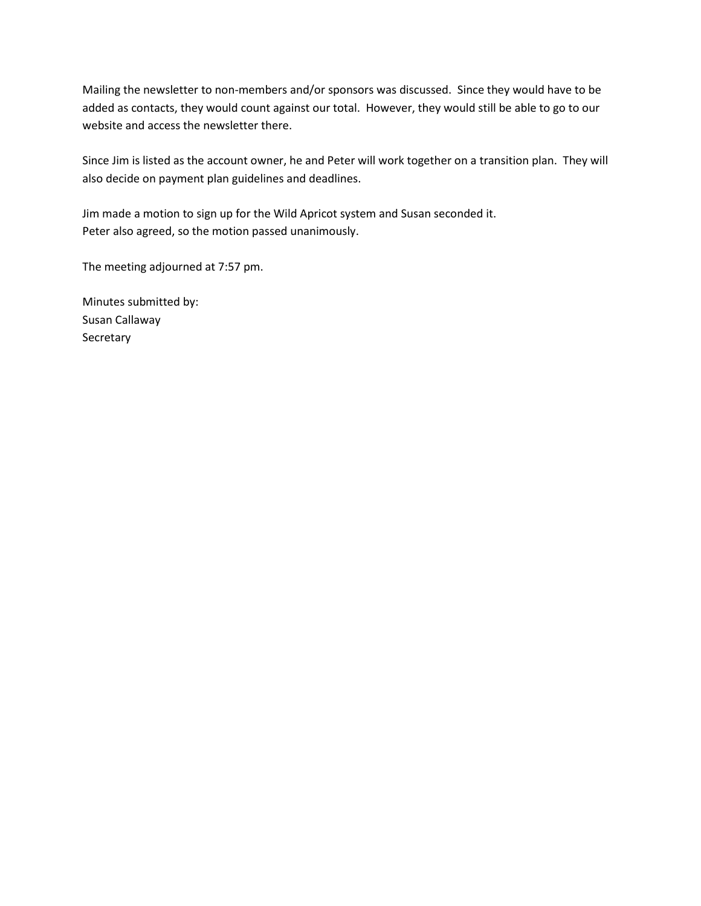Mailing the newsletter to non-members and/or sponsors was discussed. Since they would have to be added as contacts, they would count against our total. However, they would still be able to go to our website and access the newsletter there.

Since Jim is listed as the account owner, he and Peter will work together on a transition plan. They will also decide on payment plan guidelines and deadlines.

Jim made a motion to sign up for the Wild Apricot system and Susan seconded it.
Peter also agreed, so the motion passed unanimously.

The meeting adjourned at 7:57 pm.

Minutes submitted by:
Susan Callaway
Secretary